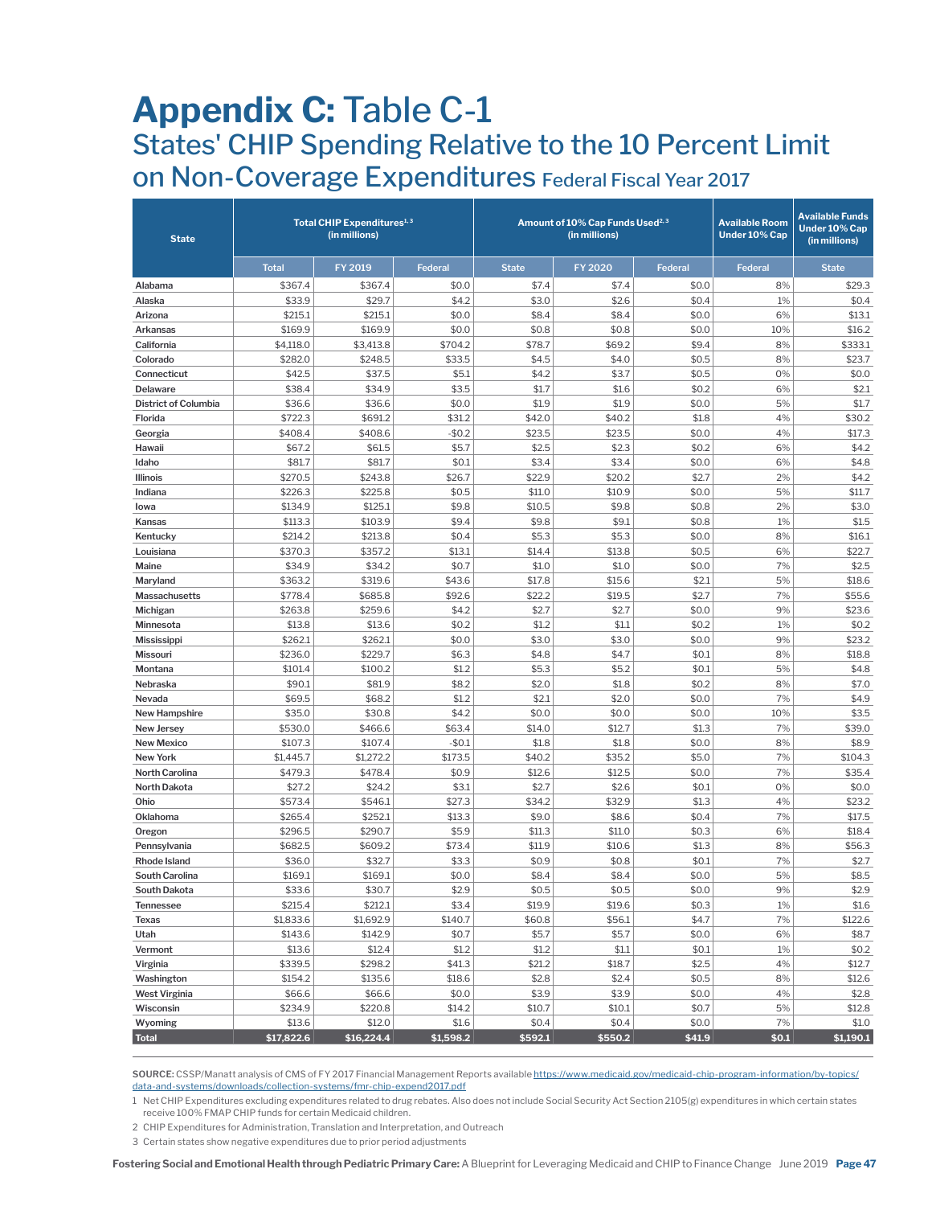# Appendix C: Table C-1

## States' CHIP Spending Relative to the 10 Percent Limit on Non-Coverage Expenditures Federal Fiscal Year 2017

| State | Total CHIP Expenditures[1,3] (in millions) | | | Amount of 10% Cap Funds Used[2,3] (in millions) | | | Available Room Under 10% Cap | Available Funds Under 10% Cap (in millions) |
|---|---|---|---|---|---|---|---|---|
| | Total | FY 2019 | Federal | State | FY 2020 | Federal | Federal | State |
| Alabama | $367.4 | $367.4 | $0.0 | $7.4 | $7.4 | $0.0 | 8% | $29.3 |
| Alaska | $33.9 | $29.7 | $4.2 | $3.0 | $2.6 | $0.4 | 1% | $0.4 |
| Arizona | $215.1 | $215.1 | $0.0 | $8.4 | $8.4 | $0.0 | 6% | $13.1 |
| Arkansas | $169.9 | $169.9 | $0.0 | $0.8 | $0.8 | $0.0 | 10% | $16.2 |
| California | $4,118.0 | $3,413.8 | $704.2 | $78.7 | $69.2 | $9.4 | 8% | $333.1 |
| Colorado | $282.0 | $248.5 | $33.5 | $4.5 | $4.0 | $0.5 | 8% | $23.7 |
| Connecticut | $42.5 | $37.5 | $5.1 | $4.2 | $3.7 | $0.5 | 0% | $0.0 |
| Delaware | $38.4 | $34.9 | $3.5 | $1.7 | $1.6 | $0.2 | 6% | $2.1 |
| District of Columbia | $36.6 | $36.6 | $0.0 | $1.9 | $1.9 | $0.0 | 5% | $1.7 |
| Florida | $722.3 | $691.2 | $31.2 | $42.0 | $40.2 | $1.8 | 4% | $30.2 |
| Georgia | $408.4 | $408.6 | -$0.2 | $23.5 | $23.5 | $0.0 | 4% | $17.3 |
| Hawaii | $67.2 | $61.5 | $5.7 | $2.5 | $2.3 | $0.2 | 6% | $4.2 |
| Idaho | $81.7 | $81.7 | $0.1 | $3.4 | $3.4 | $0.0 | 6% | $4.8 |
| Illinois | $270.5 | $243.8 | $26.7 | $22.9 | $20.2 | $2.7 | 2% | $4.2 |
| Indiana | $226.3 | $225.8 | $0.5 | $11.0 | $10.9 | $0.0 | 5% | $11.7 |
| Iowa | $134.9 | $125.1 | $9.8 | $10.5 | $9.8 | $0.8 | 2% | $3.0 |
| Kansas | $113.3 | $103.9 | $9.4 | $9.8 | $9.1 | $0.8 | 1% | $1.5 |
| Kentucky | $214.2 | $213.8 | $0.4 | $5.3 | $5.3 | $0.0 | 8% | $16.1 |
| Louisiana | $370.3 | $357.2 | $13.1 | $14.4 | $13.8 | $0.5 | 6% | $22.7 |
| Maine | $34.9 | $34.2 | $0.7 | $1.0 | $1.0 | $0.0 | 7% | $2.5 |
| Maryland | $363.2 | $319.6 | $43.6 | $17.8 | $15.6 | $2.1 | 5% | $18.6 |
| Massachusetts | $778.4 | $685.8 | $92.6 | $22.2 | $19.5 | $2.7 | 7% | $55.6 |
| Michigan | $263.8 | $259.6 | $4.2 | $2.7 | $2.7 | $0.0 | 9% | $23.6 |
| Minnesota | $13.8 | $13.6 | $0.2 | $1.2 | $1.1 | $0.2 | 1% | $0.2 |
| Mississippi | $262.1 | $262.1 | $0.0 | $3.0 | $3.0 | $0.0 | 9% | $23.2 |
| Missouri | $236.0 | $229.7 | $6.3 | $4.8 | $4.7 | $0.1 | 8% | $18.8 |
| Montana | $101.4 | $100.2 | $1.2 | $5.3 | $5.2 | $0.1 | 5% | $4.8 |
| Nebraska | $90.1 | $81.9 | $8.2 | $2.0 | $1.8 | $0.2 | 8% | $7.0 |
| Nevada | $69.5 | $68.2 | $1.2 | $2.1 | $2.0 | $0.0 | 7% | $4.9 |
| New Hampshire | $35.0 | $30.8 | $4.2 | $0.0 | $0.0 | $0.0 | 10% | $3.5 |
| New Jersey | $530.0 | $466.6 | $63.4 | $14.0 | $12.7 | $1.3 | 7% | $39.0 |
| New Mexico | $107.3 | $107.4 | -$0.1 | $1.8 | $1.8 | $0.0 | 8% | $8.9 |
| New York | $1,445.7 | $1,272.2 | $173.5 | $40.2 | $35.2 | $5.0 | 7% | $104.3 |
| North Carolina | $479.3 | $478.4 | $0.9 | $12.6 | $12.5 | $0.0 | 7% | $35.4 |
| North Dakota | $27.2 | $24.2 | $3.1 | $2.7 | $2.6 | $0.1 | 0% | $0.0 |
| Ohio | $573.4 | $546.1 | $27.3 | $34.2 | $32.9 | $1.3 | 4% | $23.2 |
| Oklahoma | $265.4 | $252.1 | $13.3 | $9.0 | $8.6 | $0.4 | 7% | $17.5 |
| Oregon | $296.5 | $290.7 | $5.9 | $11.3 | $11.0 | $0.3 | 6% | $18.4 |
| Pennsylvania | $682.5 | $609.2 | $73.4 | $11.9 | $10.6 | $1.3 | 8% | $56.3 |
| Rhode Island | $36.0 | $32.7 | $3.3 | $0.9 | $0.8 | $0.1 | 7% | $2.7 |
| South Carolina | $169.1 | $169.1 | $0.0 | $8.4 | $8.4 | $0.0 | 5% | $8.5 |
| South Dakota | $33.6 | $30.7 | $2.9 | $0.5 | $0.5 | $0.0 | 9% | $2.9 |
| Tennessee | $215.4 | $212.1 | $3.4 | $19.9 | $19.6 | $0.3 | 1% | $1.6 |
| Texas | $1,833.6 | $1,692.9 | $140.7 | $60.8 | $56.1 | $4.7 | 7% | $122.6 |
| Utah | $143.6 | $142.9 | $0.7 | $5.7 | $5.7 | $0.0 | 6% | $8.7 |
| Vermont | $13.6 | $12.4 | $1.2 | $1.2 | $1.1 | $0.1 | 1% | $0.2 |
| Virginia | $339.5 | $298.2 | $41.3 | $21.2 | $18.7 | $2.5 | 4% | $12.7 |
| Washington | $154.2 | $135.6 | $18.6 | $2.8 | $2.4 | $0.5 | 8% | $12.6 |
| West Virginia | $66.6 | $66.6 | $0.0 | $3.9 | $3.9 | $0.0 | 4% | $2.8 |
| Wisconsin | $234.9 | $220.8 | $14.2 | $10.7 | $10.1 | $0.7 | 5% | $12.8 |
| Wyoming | $13.6 | $12.0 | $1.6 | $0.4 | $0.4 | $0.0 | 7% | $1.0 |
| **Total** | **$17,822.6** | **$16,224.4** | **$1,598.2** | **$592.1** | **$550.2** | **$41.9** | **$0.1** | **$1,190.1** |

**SOURCE:** CSSP/Manatt analysis of CMS of FY 2017 Financial Management Reports available https://www.medicaid.gov/medicaid-chip-program-information/by-topics/data-and-systems/downloads/collection-systems/fmr-chip-expend2017.pdf

1 Net CHIP Expenditures excluding expenditures related to drug rebates. Also does not include Social Security Act Section 2105(g) expenditures in which certain states receive 100% FMAP CHIP funds for certain Medicaid children.

2 CHIP Expenditures for Administration, Translation and Interpretation, and Outreach

3 Certain states show negative expenditures due to prior period adjustments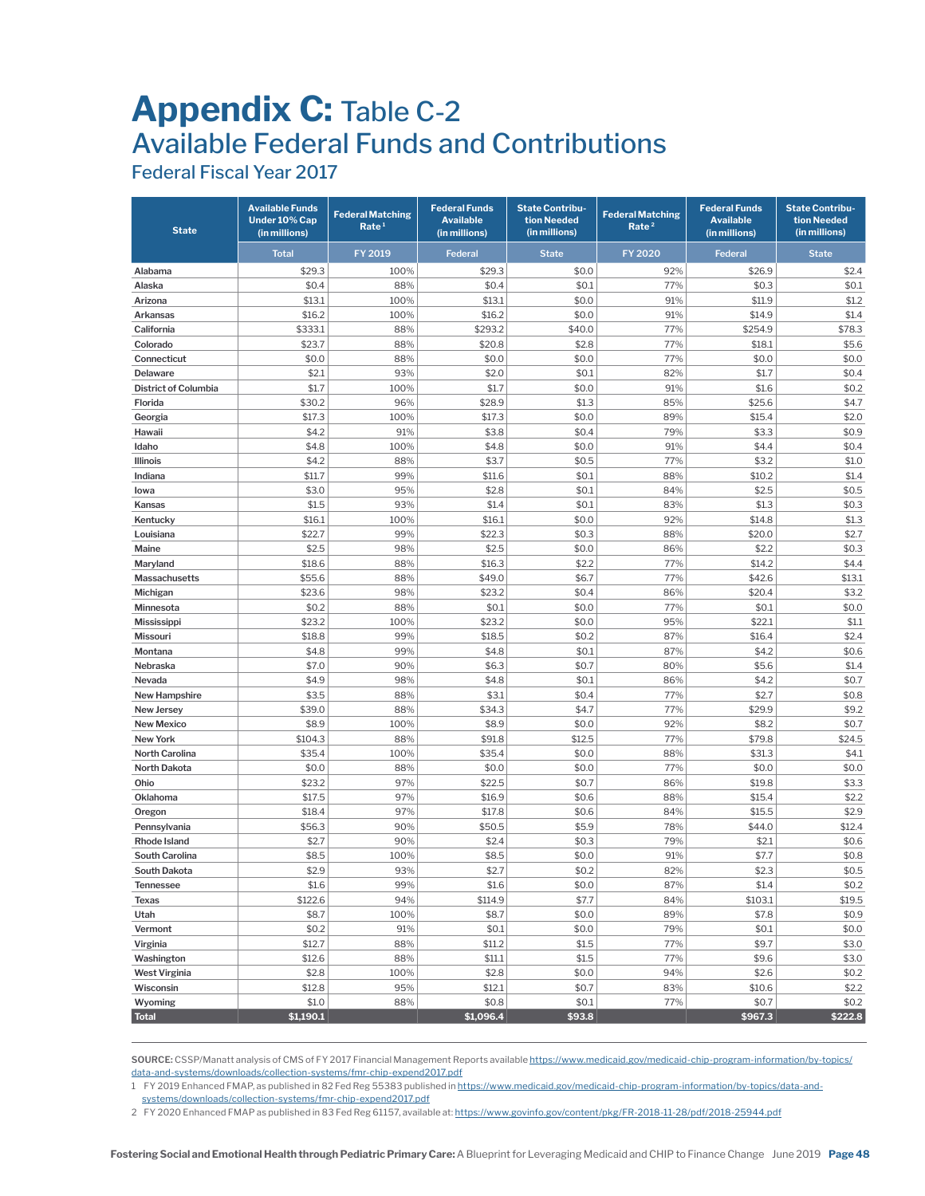# Appendix C: Table C-2

## Available Federal Funds and Contributions

### Federal Fiscal Year 2017

| State | Available Funds Under 10% Cap (in millions) | Federal Matching Rate[1] | Federal Funds Available (in millions) | State Contribution Needed (in millions) | Federal Matching Rate[2] | Federal Funds Available (in millions) | State Contribution Needed (in millions) |
|---|---|---|---|---|---|---|---|
| | Total | FY 2019 | Federal | State | FY 2020 | Federal | State |
| Alabama | $29.3 | 100% | $29.3 | $0.0 | 92% | $26.9 | $2.4 |
| Alaska | $0.4 | 88% | $0.4 | $0.1 | 77% | $0.3 | $0.1 |
| Arizona | $13.1 | 100% | $13.1 | $0.0 | 91% | $11.9 | $1.2 |
| Arkansas | $16.2 | 100% | $16.2 | $0.0 | 91% | $14.9 | $1.4 |
| California | $333.1 | 88% | $293.2 | $40.0 | 77% | $254.9 | $78.3 |
| Colorado | $23.7 | 88% | $20.8 | $2.8 | 77% | $18.1 | $5.6 |
| Connecticut | $0.0 | 88% | $0.0 | $0.0 | 77% | $0.0 | $0.0 |
| Delaware | $2.1 | 93% | $2.0 | $0.1 | 82% | $1.7 | $0.4 |
| District of Columbia | $1.7 | 100% | $1.7 | $0.0 | 91% | $1.6 | $0.2 |
| Florida | $30.2 | 96% | $28.9 | $1.3 | 85% | $25.6 | $4.7 |
| Georgia | $17.3 | 100% | $17.3 | $0.0 | 89% | $15.4 | $2.0 |
| Hawaii | $4.2 | 91% | $3.8 | $0.4 | 79% | $3.3 | $0.9 |
| Idaho | $4.8 | 100% | $4.8 | $0.0 | 91% | $4.4 | $0.4 |
| Illinois | $4.2 | 88% | $3.7 | $0.5 | 77% | $3.2 | $1.0 |
| Indiana | $11.7 | 99% | $11.6 | $0.1 | 88% | $10.2 | $1.4 |
| Iowa | $3.0 | 95% | $2.8 | $0.1 | 84% | $2.5 | $0.5 |
| Kansas | $1.5 | 93% | $1.4 | $0.1 | 83% | $1.3 | $0.3 |
| Kentucky | $16.1 | 100% | $16.1 | $0.0 | 92% | $14.8 | $1.3 |
| Louisiana | $22.7 | 99% | $22.3 | $0.3 | 88% | $20.0 | $2.7 |
| Maine | $2.5 | 98% | $2.5 | $0.0 | 86% | $2.2 | $0.3 |
| Maryland | $18.6 | 88% | $16.3 | $2.2 | 77% | $14.2 | $4.4 |
| Massachusetts | $55.6 | 88% | $49.0 | $6.7 | 77% | $42.6 | $13.1 |
| Michigan | $23.6 | 98% | $23.2 | $0.4 | 86% | $20.4 | $3.2 |
| Minnesota | $0.2 | 88% | $0.1 | $0.0 | 77% | $0.1 | $0.0 |
| Mississippi | $23.2 | 100% | $23.2 | $0.0 | 95% | $22.1 | $1.1 |
| Missouri | $18.8 | 99% | $18.5 | $0.2 | 87% | $16.4 | $2.4 |
| Montana | $4.8 | 99% | $4.8 | $0.1 | 87% | $4.2 | $0.6 |
| Nebraska | $7.0 | 90% | $6.3 | $0.7 | 80% | $5.6 | $1.4 |
| Nevada | $4.9 | 98% | $4.8 | $0.1 | 86% | $4.2 | $0.7 |
| New Hampshire | $3.5 | 88% | $3.1 | $0.4 | 77% | $2.7 | $0.8 |
| New Jersey | $39.0 | 88% | $34.3 | $4.7 | 77% | $29.9 | $9.2 |
| New Mexico | $8.9 | 100% | $8.9 | $0.0 | 92% | $8.2 | $0.7 |
| New York | $104.3 | 88% | $91.8 | $12.5 | 77% | $79.8 | $24.5 |
| North Carolina | $35.4 | 100% | $35.4 | $0.0 | 88% | $31.3 | $4.1 |
| North Dakota | $0.0 | 88% | $0.0 | $0.0 | 77% | $0.0 | $0.0 |
| Ohio | $23.2 | 97% | $22.5 | $0.7 | 86% | $19.8 | $3.3 |
| Oklahoma | $17.5 | 97% | $16.9 | $0.6 | 88% | $15.4 | $2.2 |
| Oregon | $18.4 | 97% | $17.8 | $0.6 | 84% | $15.5 | $2.9 |
| Pennsylvania | $56.3 | 90% | $50.5 | $5.9 | 78% | $44.0 | $12.4 |
| Rhode Island | $2.7 | 90% | $2.4 | $0.3 | 79% | $2.1 | $0.6 |
| South Carolina | $8.5 | 100% | $8.5 | $0.0 | 91% | $7.7 | $0.8 |
| South Dakota | $2.9 | 93% | $2.7 | $0.2 | 82% | $2.3 | $0.5 |
| Tennessee | $1.6 | 99% | $1.6 | $0.0 | 87% | $1.4 | $0.2 |
| Texas | $122.6 | 94% | $114.9 | $7.7 | 84% | $103.1 | $19.5 |
| Utah | $8.7 | 100% | $8.7 | $0.0 | 89% | $7.8 | $0.9 |
| Vermont | $0.2 | 91% | $0.1 | $0.0 | 79% | $0.1 | $0.0 |
| Virginia | $12.7 | 88% | $11.2 | $1.5 | 77% | $9.7 | $3.0 |
| Washington | $12.6 | 88% | $11.1 | $1.5 | 77% | $9.6 | $3.0 |
| West Virginia | $2.8 | 100% | $2.8 | $0.0 | 94% | $2.6 | $0.2 |
| Wisconsin | $12.8 | 95% | $12.1 | $0.7 | 83% | $10.6 | $2.2 |
| Wyoming | $1.0 | 88% | $0.8 | $0.1 | 77% | $0.7 | $0.2 |
| **Total** | **$1,190.1** | | **$1,096.4** | **$93.8** | | **$967.3** | **$222.8** |

**SOURCE:** CSSP/Manatt analysis of CMS of FY 2017 Financial Management Reports available https://www.medicaid.gov/medicaid-chip-program-information/by-topics/data-and-systems/downloads/collection-systems/fmr-chip-expend2017.pdf

1 FY 2019 Enhanced FMAP, as published in 82 Fed Reg 55383 published in https://www.medicaid.gov/medicaid-chip-program-information/by-topics/data-and-systems/downloads/collection-systems/fmr-chip-expend2017.pdf

2 FY 2020 Enhanced FMAP as published in 83 Fed Reg 61157, available at: https://www.govinfo.gov/content/pkg/FR-2018-11-28/pdf/2018-25944.pdf